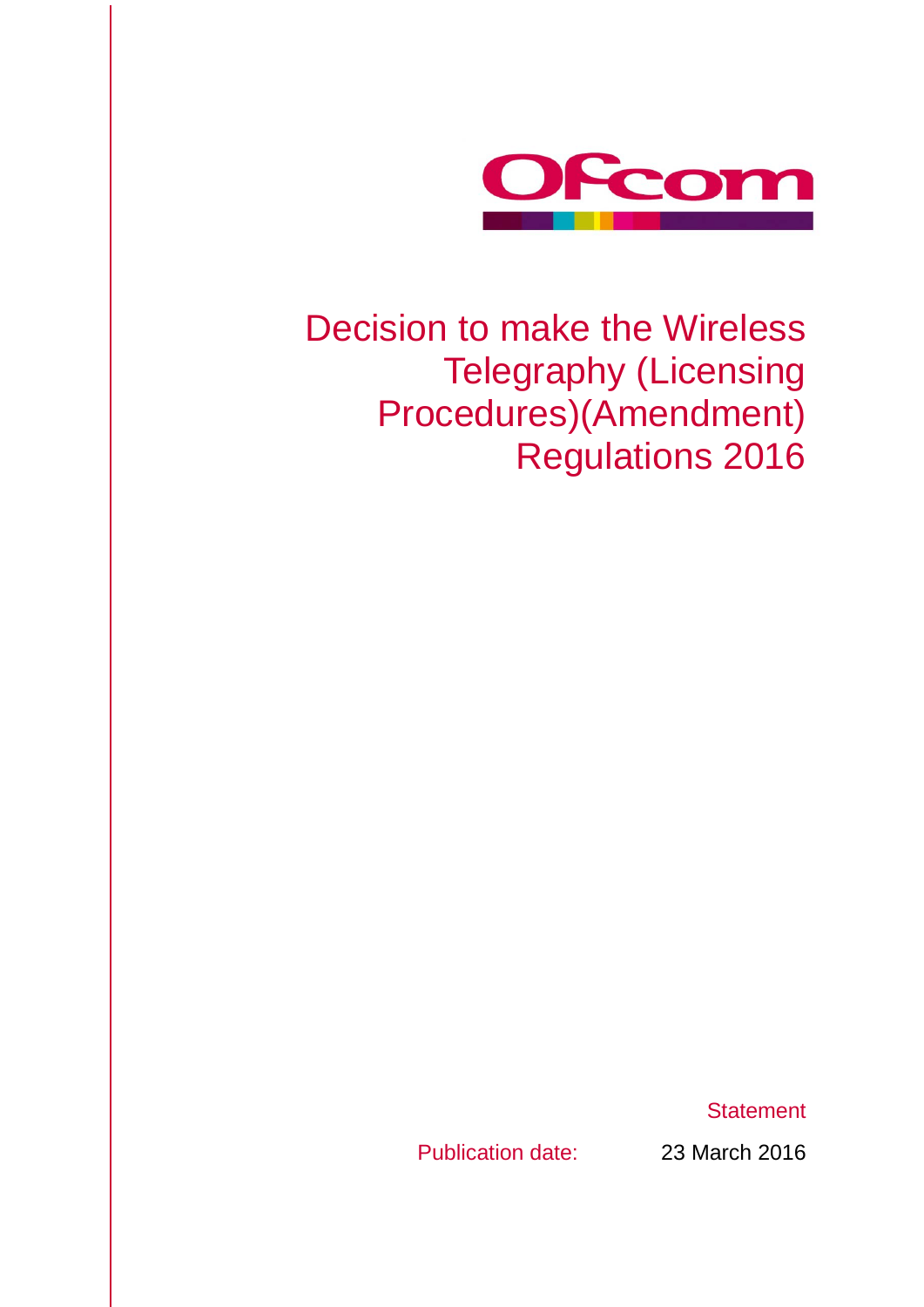Ofcom

# Decision to make the Wireless Telegraphy (Licensing Procedures)(Amendment) Regulations 2016

Statement

Publication date: 23 March 2016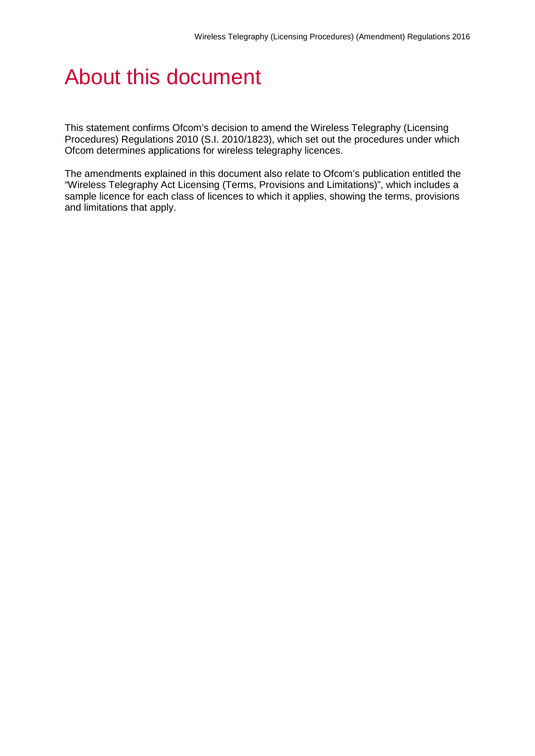# About this document

This statement confirms Ofcom's decision to amend the Wireless Telegraphy (Licensing Procedures) Regulations 2010 (S.I. 2010/1823), which set out the procedures under which Ofcom determines applications for wireless telegraphy licences.

The amendments explained in this document also relate to Ofcom's publication entitled the "Wireless Telegraphy Act Licensing (Terms, Provisions and Limitations)", which includes a sample licence for each class of licences to which it applies, showing the terms, provisions and limitations that apply.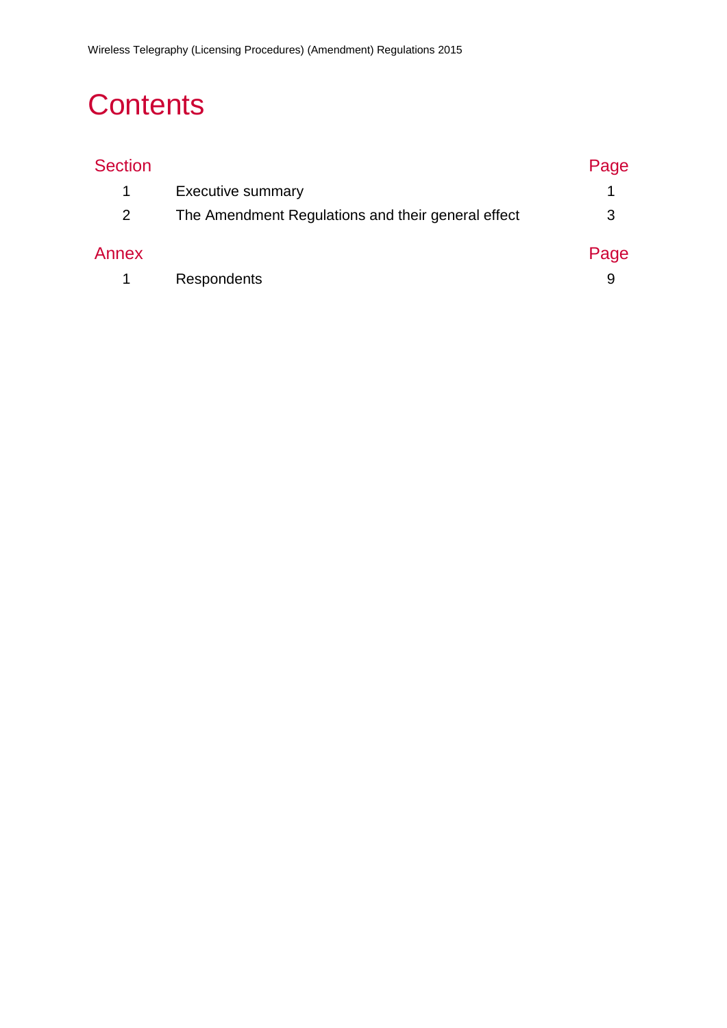# Contents

| Section | | Page |
|---|---|---|
| 1 | Executive summary | 1 |
| 2 | The Amendment Regulations and their general effect | 3 |

| Annex | | Page |
|---|---|---|
| 1 | Respondents | 9 |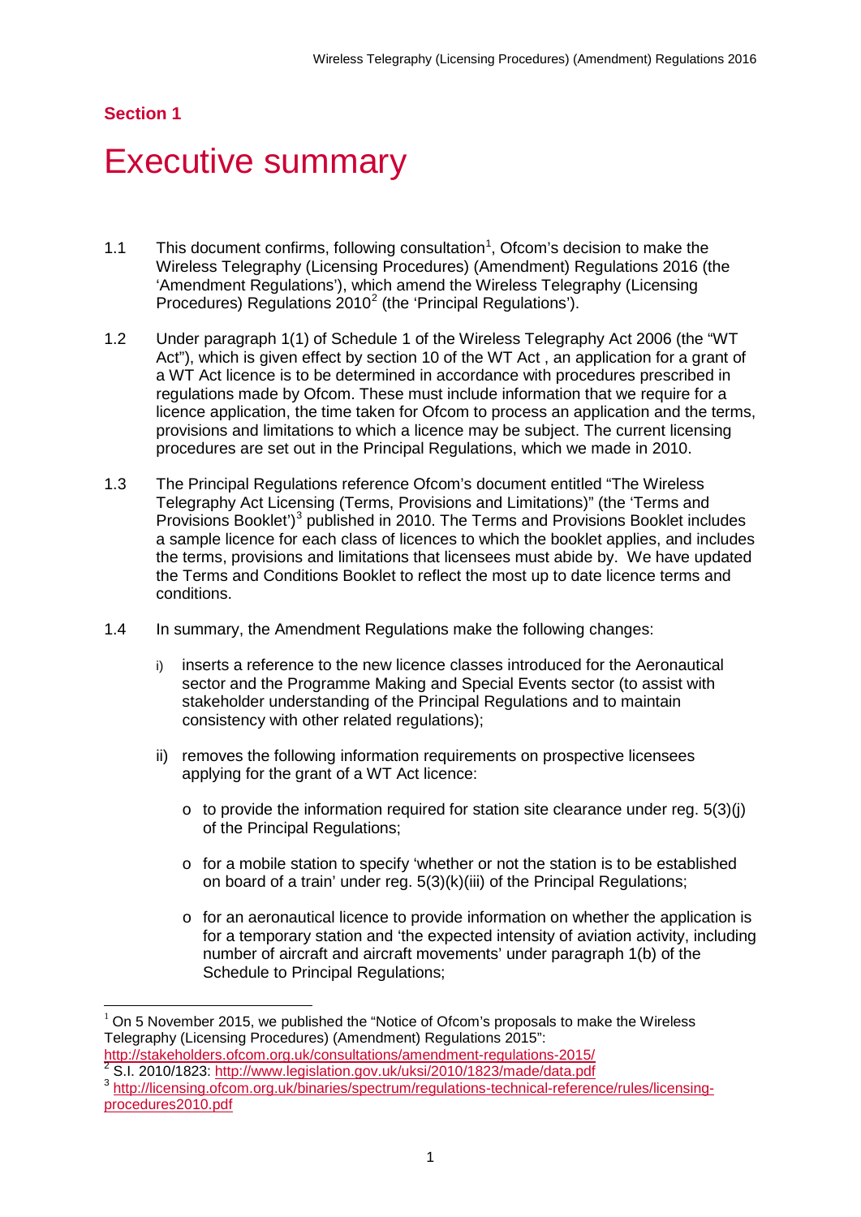**Section 1**

# Executive summary

1.1 This document confirms, following consultation[1], Ofcom's decision to make the Wireless Telegraphy (Licensing Procedures) (Amendment) Regulations 2016 (the 'Amendment Regulations'), which amend the Wireless Telegraphy (Licensing Procedures) Regulations 2010[2] (the 'Principal Regulations').

1.2 Under paragraph 1(1) of Schedule 1 of the Wireless Telegraphy Act 2006 (the "WT Act"), which is given effect by section 10 of the WT Act , an application for a grant of a WT Act licence is to be determined in accordance with procedures prescribed in regulations made by Ofcom. These must include information that we require for a licence application, the time taken for Ofcom to process an application and the terms, provisions and limitations to which a licence may be subject. The current licensing procedures are set out in the Principal Regulations, which we made in 2010.

1.3 The Principal Regulations reference Ofcom's document entitled "The Wireless Telegraphy Act Licensing (Terms, Provisions and Limitations)" (the 'Terms and Provisions Booklet')[3] published in 2010. The Terms and Provisions Booklet includes a sample licence for each class of licences to which the booklet applies, and includes the terms, provisions and limitations that licensees must abide by. We have updated the Terms and Conditions Booklet to reflect the most up to date licence terms and conditions.

1.4 In summary, the Amendment Regulations make the following changes:

i) inserts a reference to the new licence classes introduced for the Aeronautical sector and the Programme Making and Special Events sector (to assist with stakeholder understanding of the Principal Regulations and to maintain consistency with other related regulations);

ii) removes the following information requirements on prospective licensees applying for the grant of a WT Act licence:

- to provide the information required for station site clearance under reg. 5(3)(j) of the Principal Regulations;
- for a mobile station to specify 'whether or not the station is to be established on board of a train' under reg. 5(3)(k)(iii) of the Principal Regulations;
- for an aeronautical licence to provide information on whether the application is for a temporary station and 'the expected intensity of aviation activity, including number of aircraft and aircraft movements' under paragraph 1(b) of the Schedule to Principal Regulations;

---

[1] On 5 November 2015, we published the "Notice of Ofcom's proposals to make the Wireless Telegraphy (Licensing Procedures) (Amendment) Regulations 2015": http://stakeholders.ofcom.org.uk/consultations/amendment-regulations-2015/

[2] S.I. 2010/1823: http://www.legislation.gov.uk/uksi/2010/1823/made/data.pdf

[3] http://licensing.ofcom.org.uk/binaries/spectrum/regulations-technical-reference/rules/licensing-procedures2010.pdf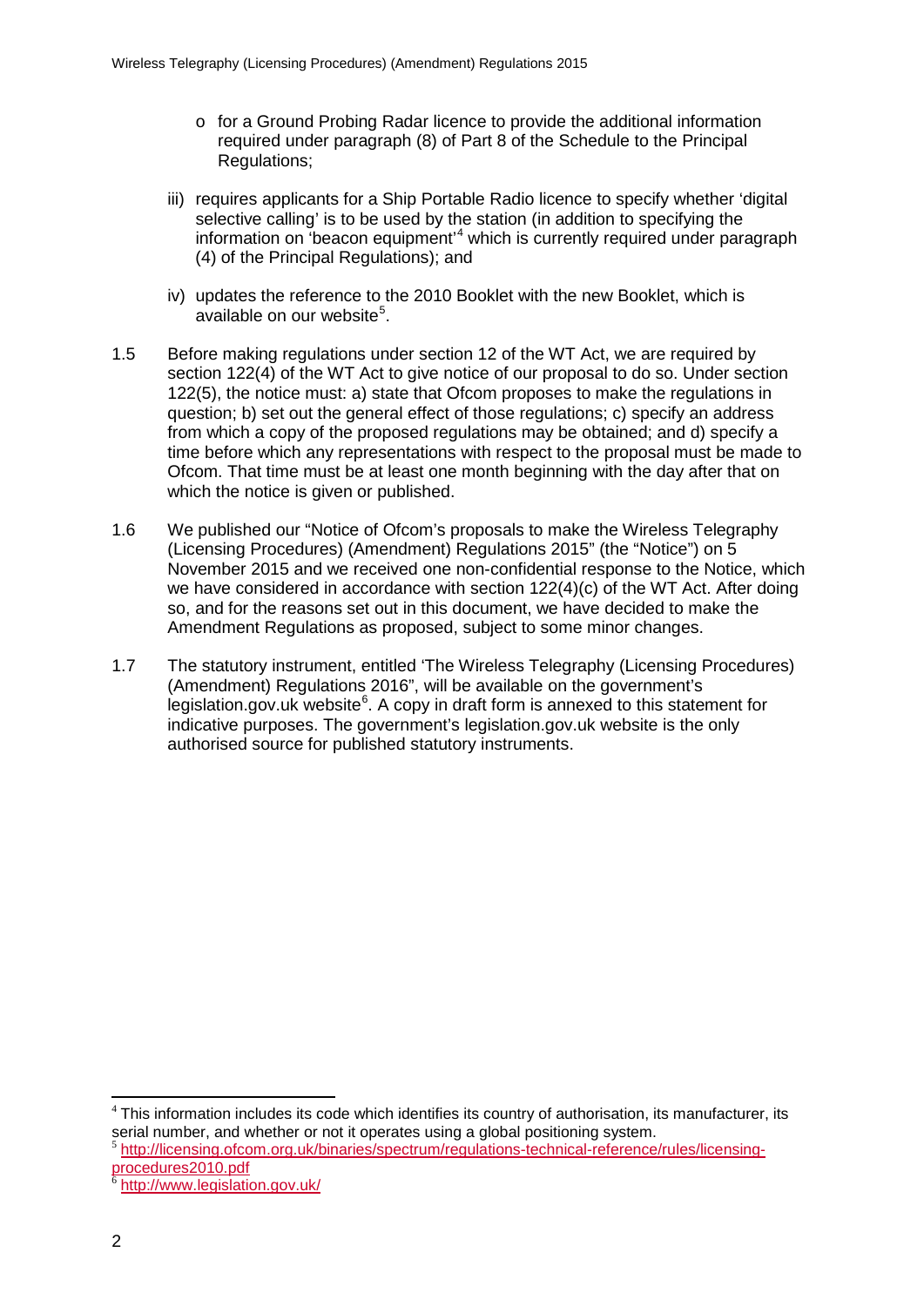- o for a Ground Probing Radar licence to provide the additional information required under paragraph (8) of Part 8 of the Schedule to the Principal Regulations;

iii) requires applicants for a Ship Portable Radio licence to specify whether 'digital selective calling' is to be used by the station (in addition to specifying the information on 'beacon equipment'[4] which is currently required under paragraph (4) of the Principal Regulations); and

iv) updates the reference to the 2010 Booklet with the new Booklet, which is available on our website[5].

1.5 Before making regulations under section 12 of the WT Act, we are required by section 122(4) of the WT Act to give notice of our proposal to do so. Under section 122(5), the notice must: a) state that Ofcom proposes to make the regulations in question; b) set out the general effect of those regulations; c) specify an address from which a copy of the proposed regulations may be obtained; and d) specify a time before which any representations with respect to the proposal must be made to Ofcom. That time must be at least one month beginning with the day after that on which the notice is given or published.

1.6 We published our "Notice of Ofcom's proposals to make the Wireless Telegraphy (Licensing Procedures) (Amendment) Regulations 2015" (the "Notice") on 5 November 2015 and we received one non-confidential response to the Notice, which we have considered in accordance with section 122(4)(c) of the WT Act. After doing so, and for the reasons set out in this document, we have decided to make the Amendment Regulations as proposed, subject to some minor changes.

1.7 The statutory instrument, entitled 'The Wireless Telegraphy (Licensing Procedures) (Amendment) Regulations 2016", will be available on the government's legislation.gov.uk website[6]. A copy in draft form is annexed to this statement for indicative purposes. The government's legislation.gov.uk website is the only authorised source for published statutory instruments.

---

[4] This information includes its code which identifies its country of authorisation, its manufacturer, its serial number, and whether or not it operates using a global positioning system.

[5] http://licensing.ofcom.org.uk/binaries/spectrum/regulations-technical-reference/rules/licensing-procedures2010.pdf

[6] http://www.legislation.gov.uk/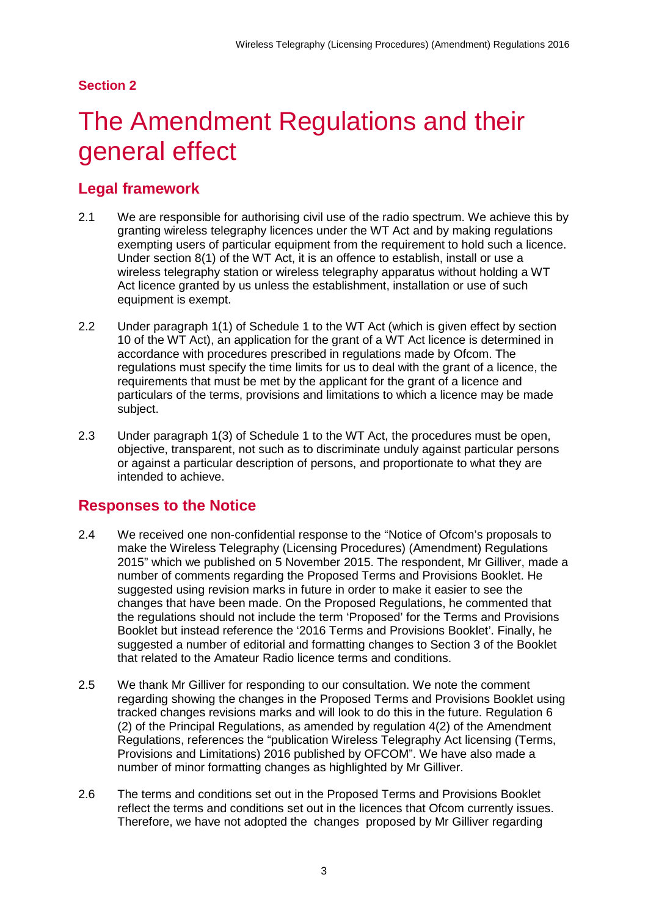**Section 2**

# The Amendment Regulations and their general effect

## Legal framework

2.1 We are responsible for authorising civil use of the radio spectrum. We achieve this by granting wireless telegraphy licences under the WT Act and by making regulations exempting users of particular equipment from the requirement to hold such a licence. Under section 8(1) of the WT Act, it is an offence to establish, install or use a wireless telegraphy station or wireless telegraphy apparatus without holding a WT Act licence granted by us unless the establishment, installation or use of such equipment is exempt.

2.2 Under paragraph 1(1) of Schedule 1 to the WT Act (which is given effect by section 10 of the WT Act), an application for the grant of a WT Act licence is determined in accordance with procedures prescribed in regulations made by Ofcom. The regulations must specify the time limits for us to deal with the grant of a licence, the requirements that must be met by the applicant for the grant of a licence and particulars of the terms, provisions and limitations to which a licence may be made subject.

2.3 Under paragraph 1(3) of Schedule 1 to the WT Act, the procedures must be open, objective, transparent, not such as to discriminate unduly against particular persons or against a particular description of persons, and proportionate to what they are intended to achieve.

## Responses to the Notice

2.4 We received one non-confidential response to the "Notice of Ofcom's proposals to make the Wireless Telegraphy (Licensing Procedures) (Amendment) Regulations 2015" which we published on 5 November 2015. The respondent, Mr Gilliver, made a number of comments regarding the Proposed Terms and Provisions Booklet. He suggested using revision marks in future in order to make it easier to see the changes that have been made. On the Proposed Regulations, he commented that the regulations should not include the term 'Proposed' for the Terms and Provisions Booklet but instead reference the '2016 Terms and Provisions Booklet'. Finally, he suggested a number of editorial and formatting changes to Section 3 of the Booklet that related to the Amateur Radio licence terms and conditions.

2.5 We thank Mr Gilliver for responding to our consultation. We note the comment regarding showing the changes in the Proposed Terms and Provisions Booklet using tracked changes revisions marks and will look to do this in the future. Regulation 6 (2) of the Principal Regulations, as amended by regulation 4(2) of the Amendment Regulations, references the "publication Wireless Telegraphy Act licensing (Terms, Provisions and Limitations) 2016 published by OFCOM". We have also made a number of minor formatting changes as highlighted by Mr Gilliver.

2.6 The terms and conditions set out in the Proposed Terms and Provisions Booklet reflect the terms and conditions set out in the licences that Ofcom currently issues. Therefore, we have not adopted the changes proposed by Mr Gilliver regarding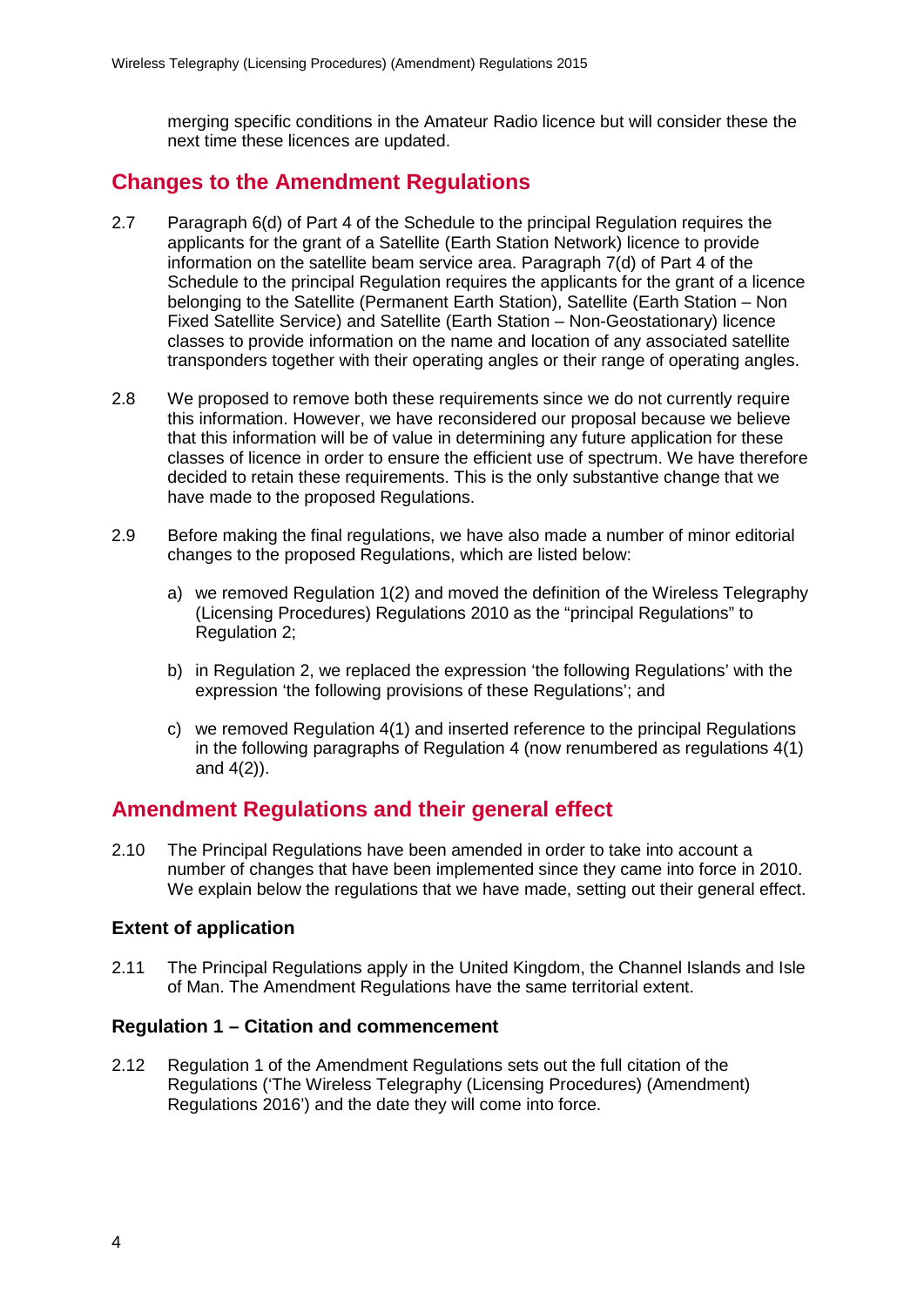merging specific conditions in the Amateur Radio licence but will consider these the next time these licences are updated.

## Changes to the Amendment Regulations

2.7 Paragraph 6(d) of Part 4 of the Schedule to the principal Regulation requires the applicants for the grant of a Satellite (Earth Station Network) licence to provide information on the satellite beam service area. Paragraph 7(d) of Part 4 of the Schedule to the principal Regulation requires the applicants for the grant of a licence belonging to the Satellite (Permanent Earth Station), Satellite (Earth Station – Non Fixed Satellite Service) and Satellite (Earth Station – Non-Geostationary) licence classes to provide information on the name and location of any associated satellite transponders together with their operating angles or their range of operating angles.

2.8 We proposed to remove both these requirements since we do not currently require this information. However, we have reconsidered our proposal because we believe that this information will be of value in determining any future application for these classes of licence in order to ensure the efficient use of spectrum. We have therefore decided to retain these requirements. This is the only substantive change that we have made to the proposed Regulations.

2.9 Before making the final regulations, we have also made a number of minor editorial changes to the proposed Regulations, which are listed below:

a) we removed Regulation 1(2) and moved the definition of the Wireless Telegraphy (Licensing Procedures) Regulations 2010 as the "principal Regulations" to Regulation 2;

b) in Regulation 2, we replaced the expression 'the following Regulations' with the expression 'the following provisions of these Regulations'; and

c) we removed Regulation 4(1) and inserted reference to the principal Regulations in the following paragraphs of Regulation 4 (now renumbered as regulations 4(1) and 4(2)).

## Amendment Regulations and their general effect

2.10 The Principal Regulations have been amended in order to take into account a number of changes that have been implemented since they came into force in 2010. We explain below the regulations that we have made, setting out their general effect.

### Extent of application

2.11 The Principal Regulations apply in the United Kingdom, the Channel Islands and Isle of Man. The Amendment Regulations have the same territorial extent.

### Regulation 1 – Citation and commencement

2.12 Regulation 1 of the Amendment Regulations sets out the full citation of the Regulations ('The Wireless Telegraphy (Licensing Procedures) (Amendment) Regulations 2016') and the date they will come into force.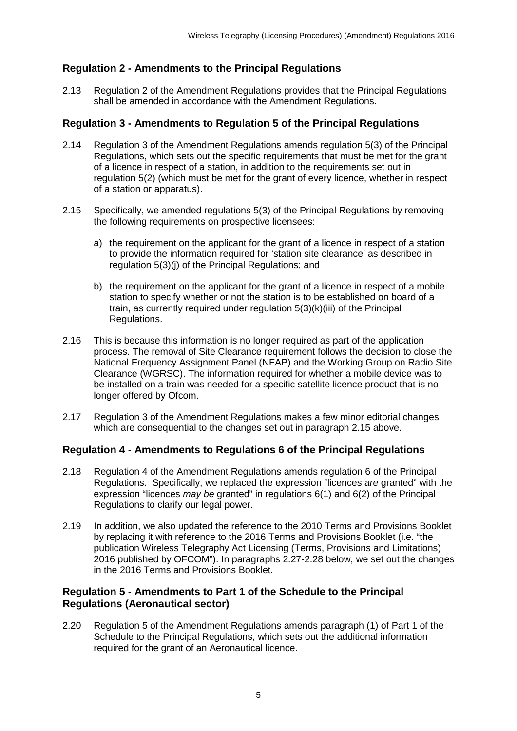## Regulation 2 - Amendments to the Principal Regulations

2.13 Regulation 2 of the Amendment Regulations provides that the Principal Regulations shall be amended in accordance with the Amendment Regulations.

## Regulation 3 - Amendments to Regulation 5 of the Principal Regulations

2.14 Regulation 3 of the Amendment Regulations amends regulation 5(3) of the Principal Regulations, which sets out the specific requirements that must be met for the grant of a licence in respect of a station, in addition to the requirements set out in regulation 5(2) (which must be met for the grant of every licence, whether in respect of a station or apparatus).

2.15 Specifically, we amended regulations 5(3) of the Principal Regulations by removing the following requirements on prospective licensees:

a) the requirement on the applicant for the grant of a licence in respect of a station to provide the information required for 'station site clearance' as described in regulation 5(3)(j) of the Principal Regulations; and

b) the requirement on the applicant for the grant of a licence in respect of a mobile station to specify whether or not the station is to be established on board of a train, as currently required under regulation 5(3)(k)(iii) of the Principal Regulations.

2.16 This is because this information is no longer required as part of the application process. The removal of Site Clearance requirement follows the decision to close the National Frequency Assignment Panel (NFAP) and the Working Group on Radio Site Clearance (WGRSC). The information required for whether a mobile device was to be installed on a train was needed for a specific satellite licence product that is no longer offered by Ofcom.

2.17 Regulation 3 of the Amendment Regulations makes a few minor editorial changes which are consequential to the changes set out in paragraph 2.15 above.

## Regulation 4 - Amendments to Regulations 6 of the Principal Regulations

2.18 Regulation 4 of the Amendment Regulations amends regulation 6 of the Principal Regulations. Specifically, we replaced the expression "licences *are* granted" with the expression "licences *may be* granted" in regulations 6(1) and 6(2) of the Principal Regulations to clarify our legal power.

2.19 In addition, we also updated the reference to the 2010 Terms and Provisions Booklet by replacing it with reference to the 2016 Terms and Provisions Booklet (i.e. "the publication Wireless Telegraphy Act Licensing (Terms, Provisions and Limitations) 2016 published by OFCOM"). In paragraphs 2.27-2.28 below, we set out the changes in the 2016 Terms and Provisions Booklet.

## Regulation 5 - Amendments to Part 1 of the Schedule to the Principal Regulations (Aeronautical sector)

2.20 Regulation 5 of the Amendment Regulations amends paragraph (1) of Part 1 of the Schedule to the Principal Regulations, which sets out the additional information required for the grant of an Aeronautical licence.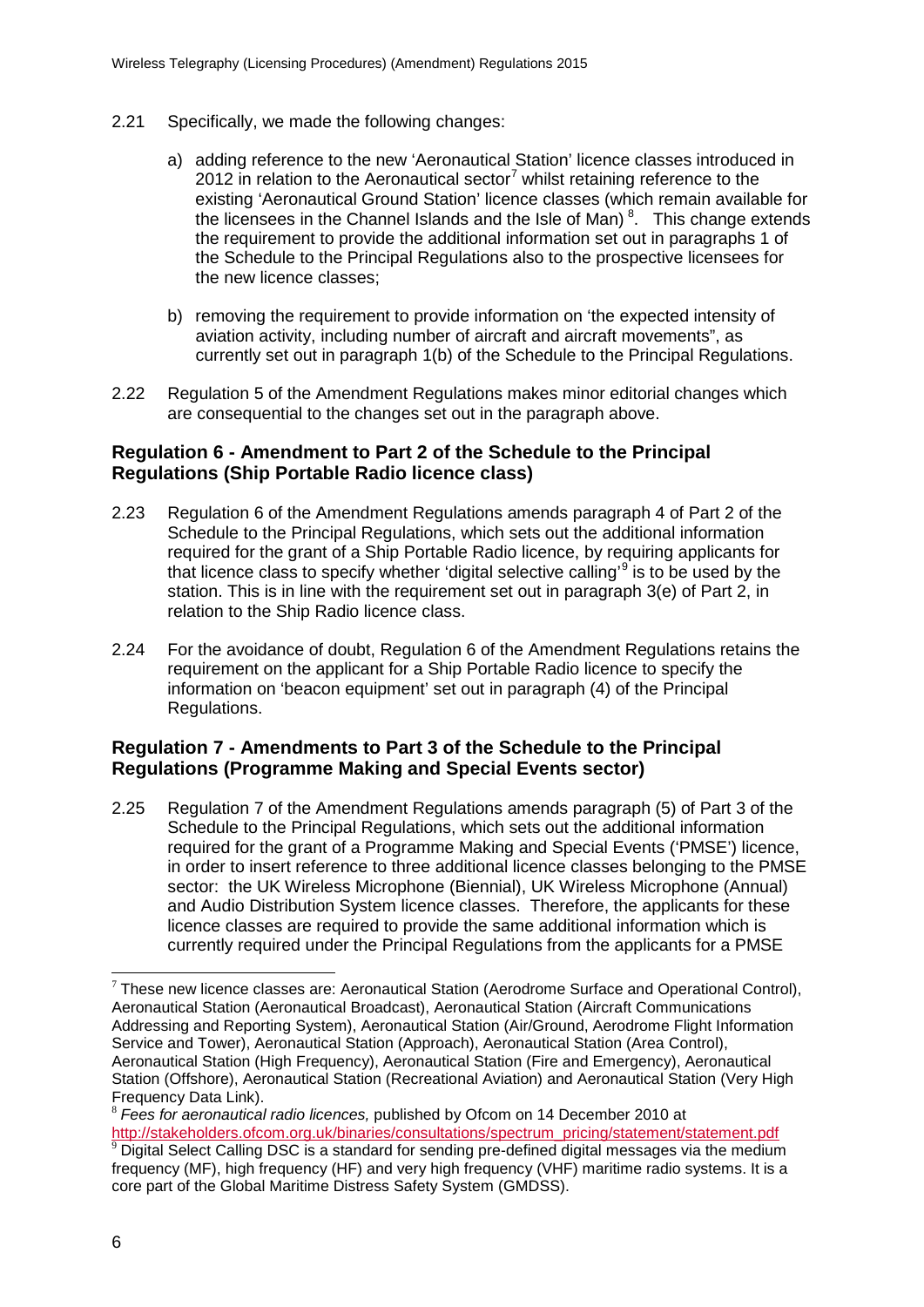2.21 Specifically, we made the following changes:

a) adding reference to the new 'Aeronautical Station' licence classes introduced in 2012 in relation to the Aeronautical sector[7] whilst retaining reference to the existing 'Aeronautical Ground Station' licence classes (which remain available for the licensees in the Channel Islands and the Isle of Man) [8]. This change extends the requirement to provide the additional information set out in paragraphs 1 of the Schedule to the Principal Regulations also to the prospective licensees for the new licence classes;

b) removing the requirement to provide information on 'the expected intensity of aviation activity, including number of aircraft and aircraft movements", as currently set out in paragraph 1(b) of the Schedule to the Principal Regulations.

2.22 Regulation 5 of the Amendment Regulations makes minor editorial changes which are consequential to the changes set out in the paragraph above.

### Regulation 6 - Amendment to Part 2 of the Schedule to the Principal Regulations (Ship Portable Radio licence class)

2.23 Regulation 6 of the Amendment Regulations amends paragraph 4 of Part 2 of the Schedule to the Principal Regulations, which sets out the additional information required for the grant of a Ship Portable Radio licence, by requiring applicants for that licence class to specify whether 'digital selective calling'[9] is to be used by the station. This is in line with the requirement set out in paragraph 3(e) of Part 2, in relation to the Ship Radio licence class.

2.24 For the avoidance of doubt, Regulation 6 of the Amendment Regulations retains the requirement on the applicant for a Ship Portable Radio licence to specify the information on 'beacon equipment' set out in paragraph (4) of the Principal Regulations.

### Regulation 7 - Amendments to Part 3 of the Schedule to the Principal Regulations (Programme Making and Special Events sector)

2.25 Regulation 7 of the Amendment Regulations amends paragraph (5) of Part 3 of the Schedule to the Principal Regulations, which sets out the additional information required for the grant of a Programme Making and Special Events ('PMSE') licence, in order to insert reference to three additional licence classes belonging to the PMSE sector: the UK Wireless Microphone (Biennial), UK Wireless Microphone (Annual) and Audio Distribution System licence classes. Therefore, the applicants for these licence classes are required to provide the same additional information which is currently required under the Principal Regulations from the applicants for a PMSE

---

[7] These new licence classes are: Aeronautical Station (Aerodrome Surface and Operational Control), Aeronautical Station (Aeronautical Broadcast), Aeronautical Station (Aircraft Communications Addressing and Reporting System), Aeronautical Station (Air/Ground, Aerodrome Flight Information Service and Tower), Aeronautical Station (Approach), Aeronautical Station (Area Control), Aeronautical Station (High Frequency), Aeronautical Station (Fire and Emergency), Aeronautical Station (Offshore), Aeronautical Station (Recreational Aviation) and Aeronautical Station (Very High Frequency Data Link).

[8] *Fees for aeronautical radio licences,* published by Ofcom on 14 December 2010 at http://stakeholders.ofcom.org.uk/binaries/consultations/spectrum_pricing/statement/statement.pdf

[9] Digital Select Calling DSC is a standard for sending pre-defined digital messages via the medium frequency (MF), high frequency (HF) and very high frequency (VHF) maritime radio systems. It is a core part of the Global Maritime Distress Safety System (GMDSS).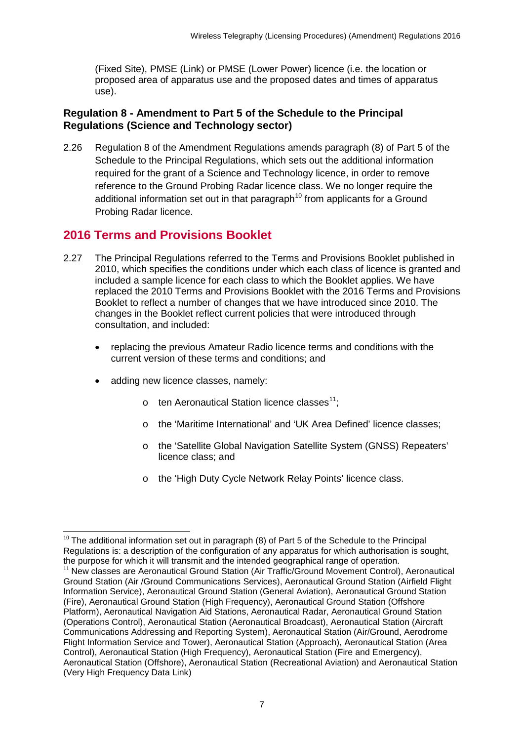(Fixed Site), PMSE (Link) or PMSE (Lower Power) licence (i.e. the location or proposed area of apparatus use and the proposed dates and times of apparatus use).

### Regulation 8 - Amendment to Part 5 of the Schedule to the Principal Regulations (Science and Technology sector)

2.26 Regulation 8 of the Amendment Regulations amends paragraph (8) of Part 5 of the Schedule to the Principal Regulations, which sets out the additional information required for the grant of a Science and Technology licence, in order to remove reference to the Ground Probing Radar licence class. We no longer require the additional information set out in that paragraph[10] from applicants for a Ground Probing Radar licence.

## 2016 Terms and Provisions Booklet

2.27 The Principal Regulations referred to the Terms and Provisions Booklet published in 2010, which specifies the conditions under which each class of licence is granted and included a sample licence for each class to which the Booklet applies. We have replaced the 2010 Terms and Provisions Booklet with the 2016 Terms and Provisions Booklet to reflect a number of changes that we have introduced since 2010. The changes in the Booklet reflect current policies that were introduced through consultation, and included:

- replacing the previous Amateur Radio licence terms and conditions with the current version of these terms and conditions; and
- adding new licence classes, namely:
  - ten Aeronautical Station licence classes[11];
  - the 'Maritime International' and 'UK Area Defined' licence classes;
  - the 'Satellite Global Navigation Satellite System (GNSS) Repeaters' licence class; and
  - the 'High Duty Cycle Network Relay Points' licence class.

---

[10] The additional information set out in paragraph (8) of Part 5 of the Schedule to the Principal Regulations is: a description of the configuration of any apparatus for which authorisation is sought, the purpose for which it will transmit and the intended geographical range of operation.

[11] New classes are Aeronautical Ground Station (Air Traffic/Ground Movement Control), Aeronautical Ground Station (Air /Ground Communications Services), Aeronautical Ground Station (Airfield Flight Information Service), Aeronautical Ground Station (General Aviation), Aeronautical Ground Station (Fire), Aeronautical Ground Station (High Frequency), Aeronautical Ground Station (Offshore Platform), Aeronautical Navigation Aid Stations, Aeronautical Radar, Aeronautical Ground Station (Operations Control), Aeronautical Station (Aeronautical Broadcast), Aeronautical Station (Aircraft Communications Addressing and Reporting System), Aeronautical Station (Air/Ground, Aerodrome Flight Information Service and Tower), Aeronautical Station (Approach), Aeronautical Station (Area Control), Aeronautical Station (High Frequency), Aeronautical Station (Fire and Emergency), Aeronautical Station (Offshore), Aeronautical Station (Recreational Aviation) and Aeronautical Station (Very High Frequency Data Link)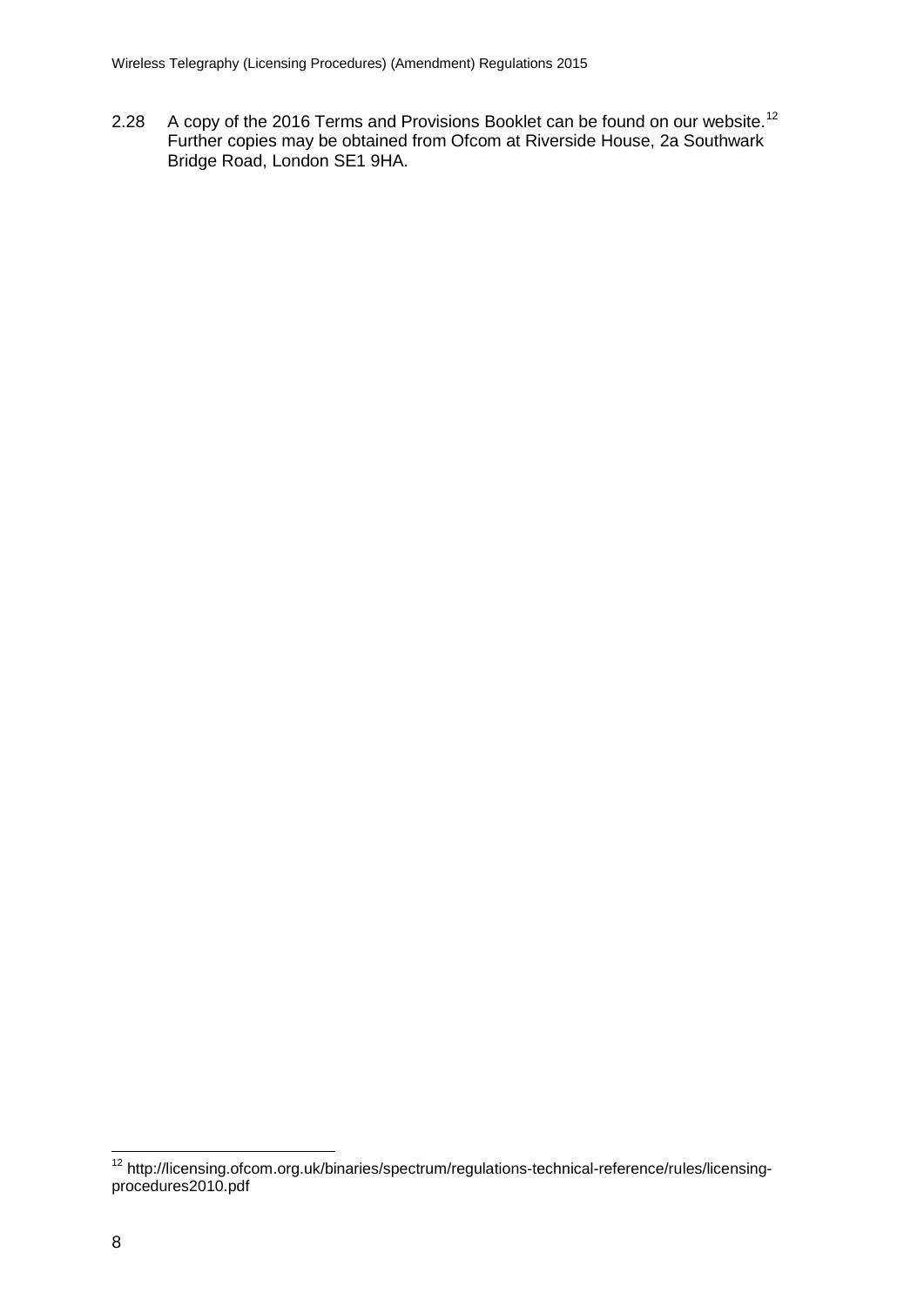2.28 A copy of the 2016 Terms and Provisions Booklet can be found on our website.[12] Further copies may be obtained from Ofcom at Riverside House, 2a Southwark Bridge Road, London SE1 9HA.

[12] http://licensing.ofcom.org.uk/binaries/spectrum/regulations-technical-reference/rules/licensing-procedures2010.pdf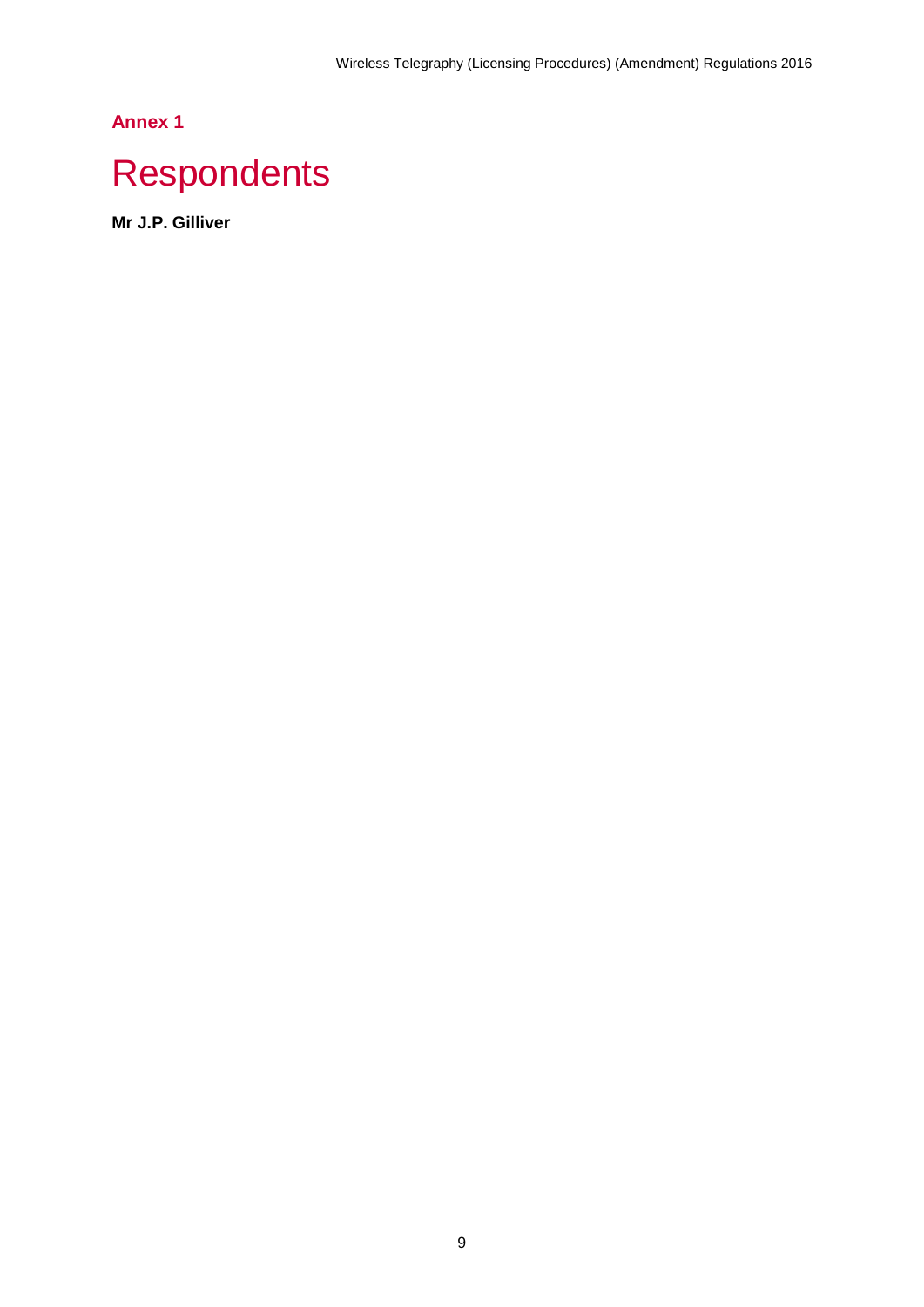**Annex 1**

# Respondents

**Mr J.P. Gilliver**